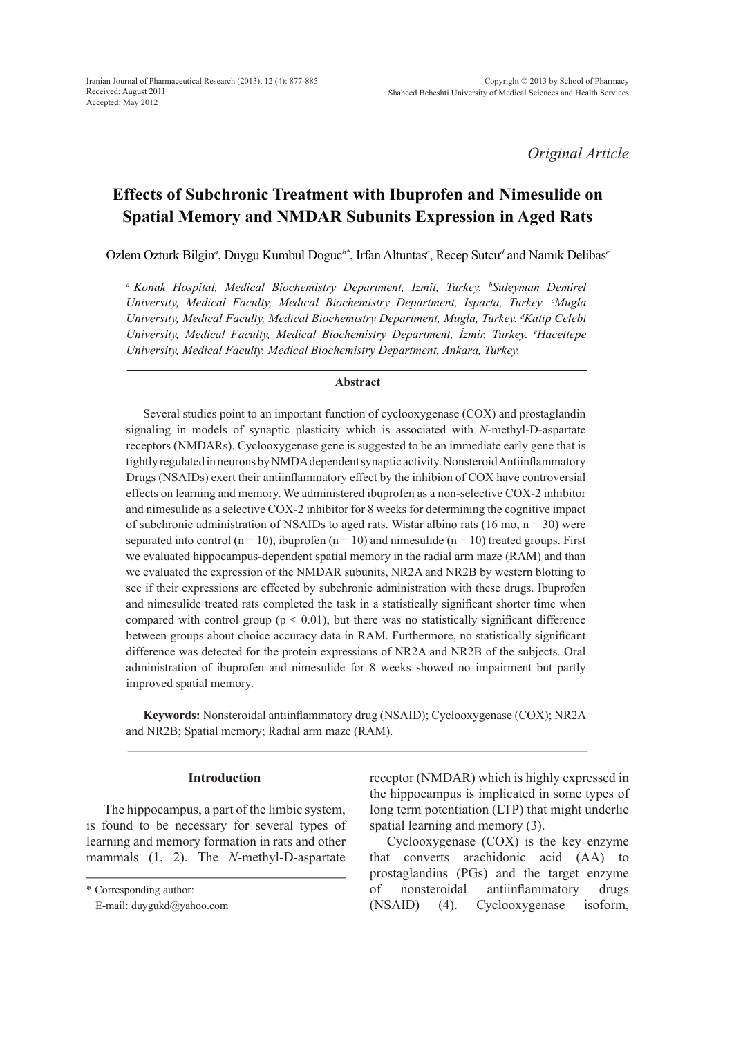Original Article

# Effects of Subchronic Treatment with Ibuprofen and Nimesulide on Spatial Memory and NMDAR Subunits Expression in Aged Rats

Ozlem Ozturk Bilgin[a], Duygu Kumbul Doguc[b*], Irfan Altuntas[c], Recep Sutcu[d] and Namık Delibas[e]

*[a] Konak Hospital, Medical Biochemistry Department, Izmit, Turkey. [b]Suleyman Demirel University, Medical Faculty, Medical Biochemistry Department, Isparta, Turkey. [c]Mugla University, Medical Faculty, Medical Biochemistry Department, Mugla, Turkey. [d]Katip Celebi University, Medical Faculty, Medical Biochemistry Department, İzmir, Turkey. [e]Hacettepe University, Medical Faculty, Medical Biochemistry Department, Ankara, Turkey.*

## Abstract

Several studies point to an important function of cyclooxygenase (COX) and prostaglandin signaling in models of synaptic plasticity which is associated with *N*-methyl-D-aspartate receptors (NMDARs). Cyclooxygenase gene is suggested to be an immediate early gene that is tightly regulated in neurons by NMDA dependent synaptic activity. Nonsteroid Antiinflammatory Drugs (NSAIDs) exert their antiinflammatory effect by the inhibion of COX have controversial effects on learning and memory. We administered ibuprofen as a non-selective COX-2 inhibitor and nimesulide as a selective COX-2 inhibitor for 8 weeks for determining the cognitive impact of subchronic administration of NSAIDs to aged rats. Wistar albino rats (16 mo, n = 30) were separated into control (n = 10), ibuprofen (n = 10) and nimesulide (n = 10) treated groups. First we evaluated hippocampus-dependent spatial memory in the radial arm maze (RAM) and than we evaluated the expression of the NMDAR subunits, NR2A and NR2B by western blotting to see if their expressions are effected by subchronic administration with these drugs. Ibuprofen and nimesulide treated rats completed the task in a statistically significant shorter time when compared with control group ($p < 0.01$), but there was no statistically significant difference between groups about choice accuracy data in RAM. Furthermore, no statistically significant difference was detected for the protein expressions of NR2A and NR2B of the subjects. Oral administration of ibuprofen and nimesulide for 8 weeks showed no impairment but partly improved spatial memory.

**Keywords:** Nonsteroidal antiinflammatory drug (NSAID); Cyclooxygenase (COX); NR2A and NR2B; Spatial memory; Radial arm maze (RAM).

## Introduction

The hippocampus, a part of the limbic system, is found to be necessary for several types of learning and memory formation in rats and other mammals (1, 2). The *N*-methyl-D-aspartate receptor (NMDAR) which is highly expressed in the hippocampus is implicated in some types of long term potentiation (LTP) that might underlie spatial learning and memory (3).

Cyclooxygenase (COX) is the key enzyme that converts arachidonic acid (AA) to prostaglandins (PGs) and the target enzyme of nonsteroidal antiinflammatory drugs (NSAID) (4). Cyclooxygenase isoform,

\* Corresponding author:
E-mail: duygukd@yahoo.com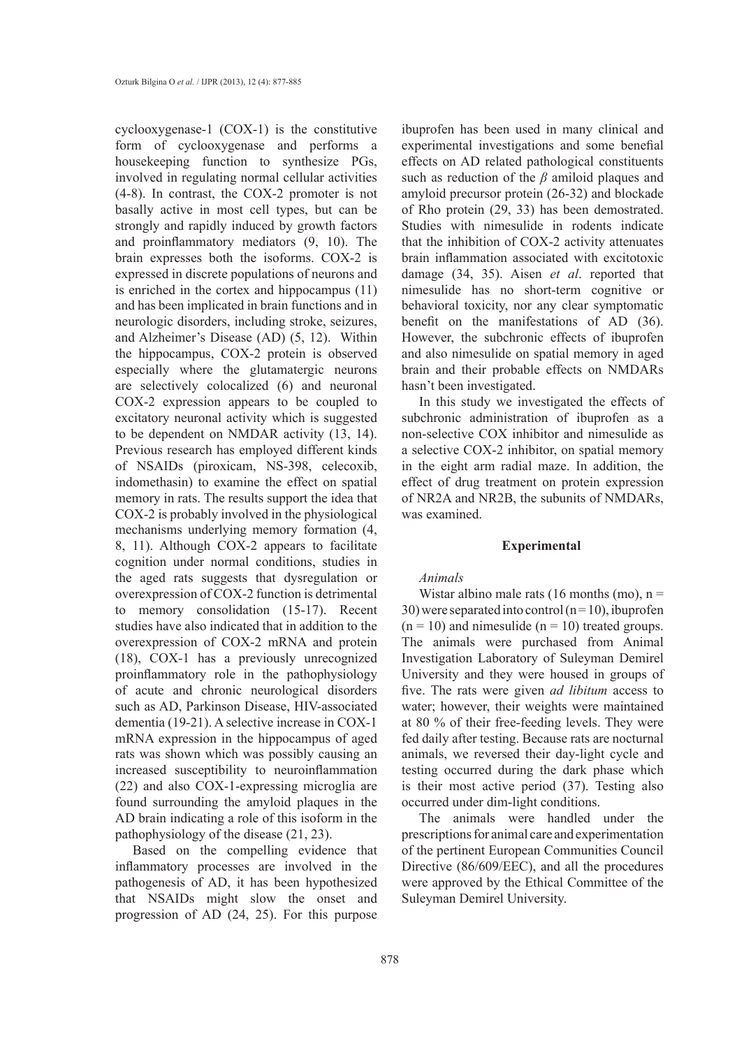cyclooxygenase-1 (COX-1) is the constitutive form of cyclooxygenase and performs a housekeeping function to synthesize PGs, involved in regulating normal cellular activities (4-8). In contrast, the COX-2 promoter is not basally active in most cell types, but can be strongly and rapidly induced by growth factors and proinflammatory mediators (9, 10). The brain expresses both the isoforms. COX-2 is expressed in discrete populations of neurons and is enriched in the cortex and hippocampus (11) and has been implicated in brain functions and in neurologic disorders, including stroke, seizures, and Alzheimer's Disease (AD) (5, 12). Within the hippocampus, COX-2 protein is observed especially where the glutamatergic neurons are selectively colocalized (6) and neuronal COX-2 expression appears to be coupled to excitatory neuronal activity which is suggested to be dependent on NMDAR activity (13, 14). Previous research has employed different kinds of NSAIDs (piroxicam, NS-398, celecoxib, indomethasin) to examine the effect on spatial memory in rats. The results support the idea that COX-2 is probably involved in the physiological mechanisms underlying memory formation (4, 8, 11). Although COX-2 appears to facilitate cognition under normal conditions, studies in the aged rats suggests that dysregulation or overexpression of COX-2 function is detrimental to memory consolidation (15-17). Recent studies have also indicated that in addition to the overexpression of COX-2 mRNA and protein (18), COX-1 has a previously unrecognized proinflammatory role in the pathophysiology of acute and chronic neurological disorders such as AD, Parkinson Disease, HIV-associated dementia (19-21). A selective increase in COX-1 mRNA expression in the hippocampus of aged rats was shown which was possibly causing an increased susceptibility to neuroinflammation (22) and also COX-1-expressing microglia are found surrounding the amyloid plaques in the AD brain indicating a role of this isoform in the pathophysiology of the disease (21, 23).

Based on the compelling evidence that inflammatory processes are involved in the pathogenesis of AD, it has been hypothesized that NSAIDs might slow the onset and progression of AD (24, 25). For this purpose ibuprofen has been used in many clinical and experimental investigations and some benefial effects on AD related pathological constituents such as reduction of the $\beta$ amiloid plaques and amyloid precursor protein (26-32) and blockade of Rho protein (29, 33) has been demostrated. Studies with nimesulide in rodents indicate that the inhibition of COX-2 activity attenuates brain inflammation associated with excitotoxic damage (34, 35). Aisen *et al*. reported that nimesulide has no short-term cognitive or behavioral toxicity, nor any clear symptomatic benefit on the manifestations of AD (36). However, the subchronic effects of ibuprofen and also nimesulide on spatial memory in aged brain and their probable effects on NMDARs hasn't been investigated.

In this study we investigated the effects of subchronic administration of ibuprofen as a non-selective COX inhibitor and nimesulide as a selective COX-2 inhibitor, on spatial memory in the eight arm radial maze. In addition, the effect of drug treatment on protein expression of NR2A and NR2B, the subunits of NMDARs, was examined.

## Experimental

*Animals*

Wistar albino male rats (16 months (mo), n = 30) were separated into control (n = 10), ibuprofen (n = 10) and nimesulide (n = 10) treated groups. The animals were purchased from Animal Investigation Laboratory of Suleyman Demirel University and they were housed in groups of five. The rats were given *ad libitum* access to water; however, their weights were maintained at 80 % of their free-feeding levels. They were fed daily after testing. Because rats are nocturnal animals, we reversed their day-light cycle and testing occurred during the dark phase which is their most active period (37). Testing also occurred under dim-light conditions.

The animals were handled under the prescriptions for animal care and experimentation of the pertinent European Communities Council Directive (86/609/EEC), and all the procedures were approved by the Ethical Committee of the Suleyman Demirel University.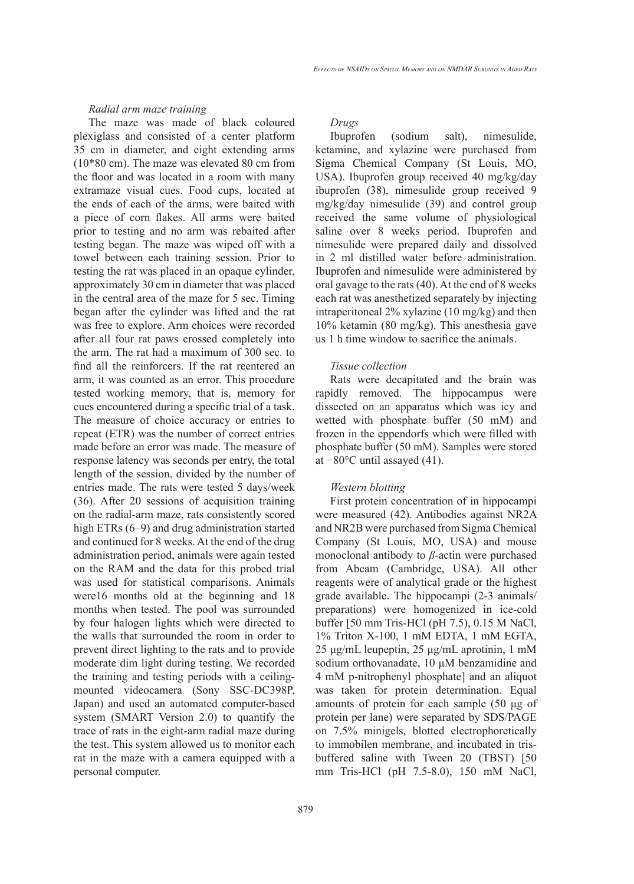### *Radial arm maze training*

The maze was made of black coloured plexiglass and consisted of a center platform 35 cm in diameter, and eight extending arms (10*80 cm). The maze was elevated 80 cm from the floor and was located in a room with many extramaze visual cues. Food cups, located at the ends of each of the arms, were baited with a piece of corn flakes. All arms were baited prior to testing and no arm was rebaited after testing began. The maze was wiped off with a towel between each training session. Prior to testing the rat was placed in an opaque cylinder, approximately 30 cm in diameter that was placed in the central area of the maze for 5 sec. Timing began after the cylinder was lifted and the rat was free to explore. Arm choices were recorded after all four rat paws crossed completely into the arm. The rat had a maximum of 300 sec. to find all the reinforcers. If the rat reentered an arm, it was counted as an error. This procedure tested working memory, that is, memory for cues encountered during a specific trial of a task. The measure of choice accuracy or entries to repeat (ETR) was the number of correct entries made before an error was made. The measure of response latency was seconds per entry, the total length of the session, divided by the number of entries made. The rats were tested 5 days/week (36). After 20 sessions of acquisition training on the radial-arm maze, rats consistently scored high ETRs (6–9) and drug administration started and continued for 8 weeks. At the end of the drug administration period, animals were again tested on the RAM and the data for this probed trial was used for statistical comparisons. Animals were16 months old at the beginning and 18 months when tested. The pool was surrounded by four halogen lights which were directed to the walls that surrounded the room in order to prevent direct lighting to the rats and to provide moderate dim light during testing. We recorded the training and testing periods with a ceiling-mounted videocamera (Sony SSC-DC398P, Japan) and used an automated computer-based system (SMART Version 2.0) to quantify the trace of rats in the eight-arm radial maze during the test. This system allowed us to monitor each rat in the maze with a camera equipped with a personal computer.

### *Drugs*

Ibuprofen (sodium salt), nimesulide, ketamine, and xylazine were purchased from Sigma Chemical Company (St Louis, MO, USA). Ibuprofen group received 40 mg/kg/day ibuprofen (38), nimesulide group received 9 mg/kg/day nimesulide (39) and control group received the same volume of physiological saline over 8 weeks period. Ibuprofen and nimesulide were prepared daily and dissolved in 2 ml distilled water before administration. Ibuprofen and nimesulide were administered by oral gavage to the rats (40). At the end of 8 weeks each rat was anesthetized separately by injecting intraperitoneal 2% xylazine (10 mg/kg) and then 10% ketamin (80 mg/kg). This anesthesia gave us 1 h time window to sacrifice the animals.

### *Tissue collection*

Rats were decapitated and the brain was rapidly removed. The hippocampus were dissected on an apparatus which was icy and wetted with phosphate buffer (50 mM) and frozen in the eppendorfs which were filled with phosphate buffer (50 mM). Samples were stored at −80°C until assayed (41).

### *Western blotting*

First protein concentration of in hippocampi were measured (42). Antibodies against NR2A and NR2B were purchased from Sigma Chemical Company (St Louis, MO, USA) and mouse monoclonal antibody to *β*-actin were purchased from Abcam (Cambridge, USA). All other reagents were of analytical grade or the highest grade available. The hippocampi (2-3 animals/preparations) were homogenized in ice-cold buffer [50 mm Tris-HCl (pH 7.5), 0.15 M NaCl, 1% Triton X-100, 1 mM EDTA, 1 mM EGTA, 25 μg/mL leupeptin, 25 μg/mL aprotinin, 1 mM sodium orthovanadate, 10 μM benzamidine and 4 mM p-nitrophenyl phosphate] and an aliquot was taken for protein determination. Equal amounts of protein for each sample (50 μg of protein per lane) were separated by SDS/PAGE on 7.5% minigels, blotted electrophoretically to immobilen membrane, and incubated in tris-buffered saline with Tween 20 (TBST) [50 mm Tris-HCl (pH 7.5-8.0), 150 mM NaCl,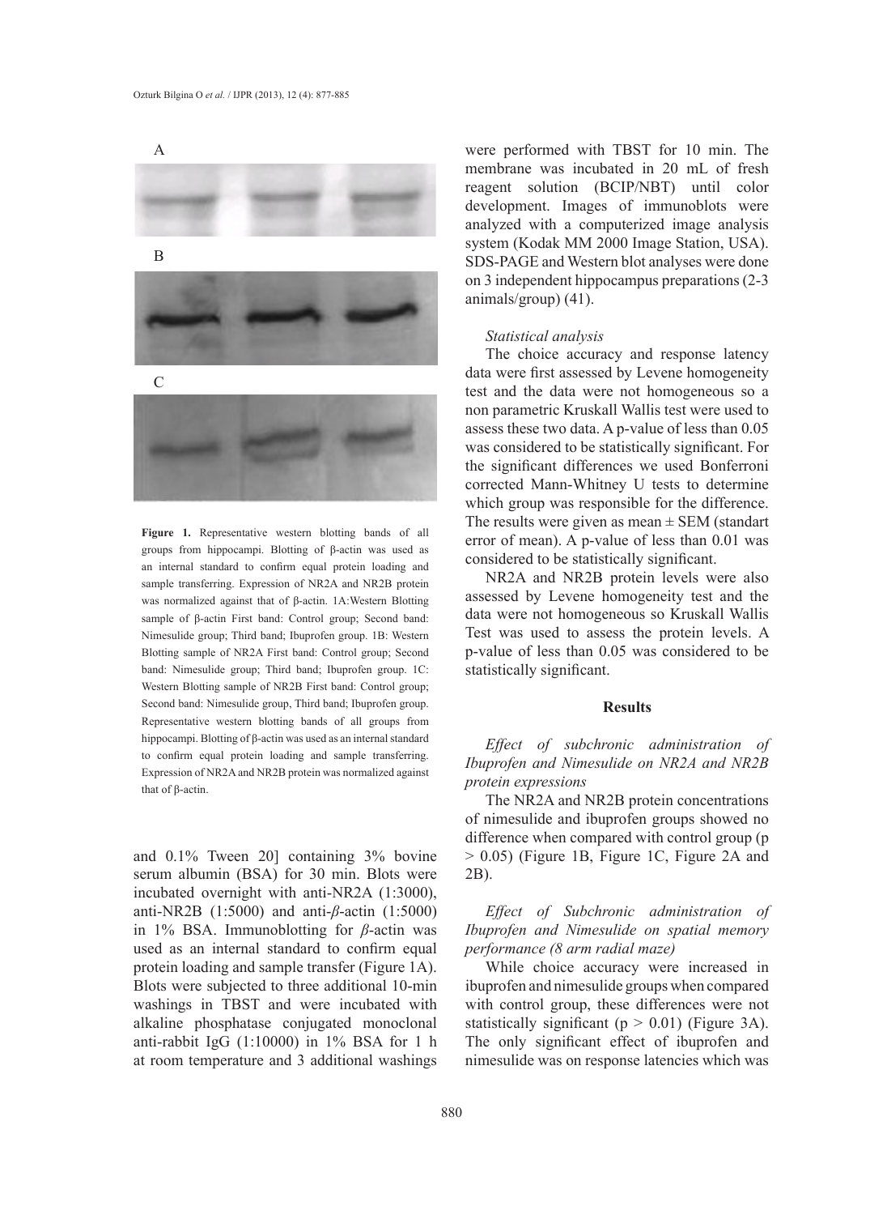A

B

C

**Figure 1.** Representative western blotting bands of all groups from hippocampi. Blotting of β-actin was used as an internal standard to confirm equal protein loading and sample transferring. Expression of NR2A and NR2B protein was normalized against that of β-actin. 1A:Western Blotting sample of β-actin First band: Control group; Second band: Nimesulide group; Third band; Ibuprofen group. 1B: Western Blotting sample of NR2A First band: Control group; Second band: Nimesulide group; Third band; Ibuprofen group. 1C: Western Blotting sample of NR2B First band: Control group; Second band: Nimesulide group, Third band; Ibuprofen group. Representative western blotting bands of all groups from hippocampi. Blotting of β-actin was used as an internal standard to confirm equal protein loading and sample transferring. Expression of NR2A and NR2B protein was normalized against that of β-actin.

and 0.1% Tween 20] containing 3% bovine serum albumin (BSA) for 30 min. Blots were incubated overnight with anti-NR2A (1:3000), anti-NR2B (1:5000) and anti-*β*-actin (1:5000) in 1% BSA. Immunoblotting for *β*-actin was used as an internal standard to confirm equal protein loading and sample transfer (Figure 1A). Blots were subjected to three additional 10-min washings in TBST and were incubated with alkaline phosphatase conjugated monoclonal anti-rabbit IgG (1:10000) in 1% BSA for 1 h at room temperature and 3 additional washings were performed with TBST for 10 min. The membrane was incubated in 20 mL of fresh reagent solution (BCIP/NBT) until color development. Images of immunoblots were analyzed with a computerized image analysis system (Kodak MM 2000 Image Station, USA). SDS-PAGE and Western blot analyses were done on 3 independent hippocampus preparations (2-3 animals/group) (41).

*Statistical analysis*

The choice accuracy and response latency data were first assessed by Levene homogeneity test and the data were not homogeneous so a non parametric Kruskall Wallis test were used to assess these two data. A p-value of less than 0.05 was considered to be statistically significant. For the significant differences we used Bonferroni corrected Mann-Whitney U tests to determine which group was responsible for the difference. The results were given as mean ± SEM (standart error of mean). A p-value of less than 0.01 was considered to be statistically significant.

NR2A and NR2B protein levels were also assessed by Levene homogeneity test and the data were not homogeneous so Kruskall Wallis Test was used to assess the protein levels. A p-value of less than 0.05 was considered to be statistically significant.

## Results

*Effect of subchronic administration of Ibuprofen and Nimesulide on NR2A and NR2B protein expressions*

The NR2A and NR2B protein concentrations of nimesulide and ibuprofen groups showed no difference when compared with control group ($p > 0.05$) (Figure 1B, Figure 1C, Figure 2A and 2B).

*Effect of Subchronic administration of Ibuprofen and Nimesulide on spatial memory performance (8 arm radial maze)*

While choice accuracy were increased in ibuprofen and nimesulide groups when compared with control group, these differences were not statistically significant ($p > 0.01$) (Figure 3A). The only significant effect of ibuprofen and nimesulide was on response latencies which was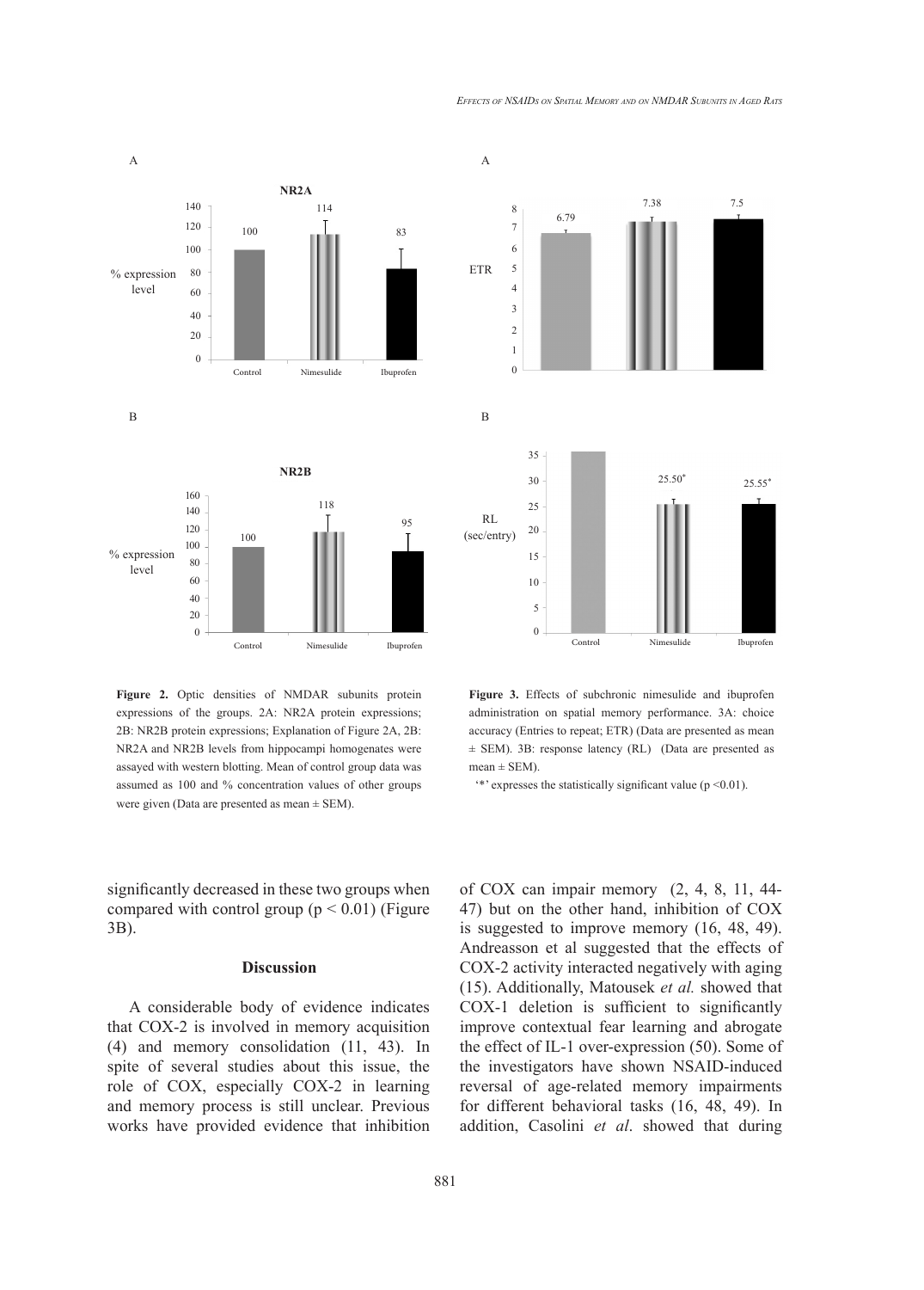**Figure 2.** Optic densities of NMDAR subunits protein expressions of the groups. 2A: NR2A protein expressions; 2B: NR2B protein expressions; Explanation of Figure 2A, 2B: NR2A and NR2B levels from hippocampi homogenates were assayed with western blotting. Mean of control group data was assumed as 100 and % concentration values of other groups were given (Data are presented as mean ± SEM).

**Figure 3.** Effects of subchronic nimesulide and ibuprofen administration on spatial memory performance. 3A: choice accuracy (Entries to repeat; ETR) (Data are presented as mean ± SEM). 3B: response latency (RL) (Data are presented as mean ± SEM).

'*' expresses the statistically significant value ($p < 0.01$).

significantly decreased in these two groups when compared with control group ($p < 0.01$) (Figure 3B).

## Discussion

A considerable body of evidence indicates that COX-2 is involved in memory acquisition (4) and memory consolidation (11, 43). In spite of several studies about this issue, the role of COX, especially COX-2 in learning and memory process is still unclear. Previous works have provided evidence that inhibition of COX can impair memory (2, 4, 8, 11, 44-47) but on the other hand, inhibition of COX is suggested to improve memory (16, 48, 49). Andreasson et al suggested that the effects of COX-2 activity interacted negatively with aging (15). Additionally, Matousek *et al.* showed that COX-1 deletion is sufficient to significantly improve contextual fear learning and abrogate the effect of IL-1 over-expression (50). Some of the investigators have shown NSAID-induced reversal of age-related memory impairments for different behavioral tasks (16, 48, 49). In addition, Casolini *et al*. showed that during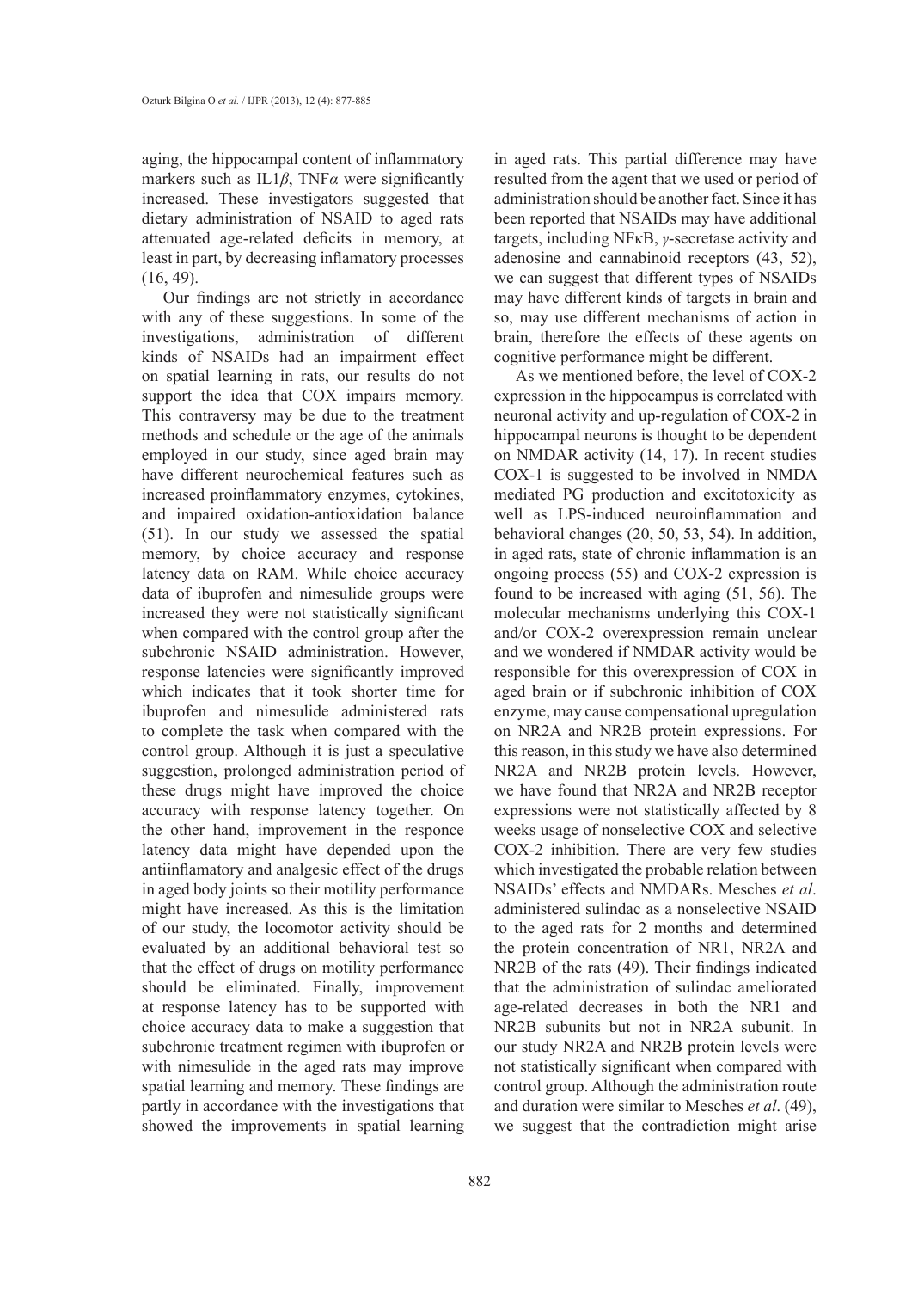aging, the hippocampal content of inflammatory markers such as IL1$\beta$, TNF$\alpha$ were significantly increased. These investigators suggested that dietary administration of NSAID to aged rats attenuated age-related deficits in memory, at least in part, by decreasing inflamatory processes (16, 49).

Our findings are not strictly in accordance with any of these suggestions. In some of the investigations, administration of different kinds of NSAIDs had an impairment effect on spatial learning in rats, our results do not support the idea that COX impairs memory. This contraversy may be due to the treatment methods and schedule or the age of the animals employed in our study, since aged brain may have different neurochemical features such as increased proinflammatory enzymes, cytokines, and impaired oxidation-antioxidation balance (51). In our study we assessed the spatial memory, by choice accuracy and response latency data on RAM. While choice accuracy data of ibuprofen and nimesulide groups were increased they were not statistically significant when compared with the control group after the subchronic NSAID administration. However, response latencies were significantly improved which indicates that it took shorter time for ibuprofen and nimesulide administered rats to complete the task when compared with the control group. Although it is just a speculative suggestion, prolonged administration period of these drugs might have improved the choice accuracy with response latency together. On the other hand, improvement in the responce latency data might have depended upon the antiinflamatory and analgesic effect of the drugs in aged body joints so their motility performance might have increased. As this is the limitation of our study, the locomotor activity should be evaluated by an additional behavioral test so that the effect of drugs on motility performance should be eliminated. Finally, improvement at response latency has to be supported with choice accuracy data to make a suggestion that subchronic treatment regimen with ibuprofen or with nimesulide in the aged rats may improve spatial learning and memory. These findings are partly in accordance with the investigations that showed the improvements in spatial learning in aged rats. This partial difference may have resulted from the agent that we used or period of administration should be another fact. Since it has been reported that NSAIDs may have additional targets, including NFκB, $\gamma$-secretase activity and adenosine and cannabinoid receptors (43, 52), we can suggest that different types of NSAIDs may have different kinds of targets in brain and so, may use different mechanisms of action in brain, therefore the effects of these agents on cognitive performance might be different.

As we mentioned before, the level of COX-2 expression in the hippocampus is correlated with neuronal activity and up-regulation of COX-2 in hippocampal neurons is thought to be dependent on NMDAR activity (14, 17). In recent studies COX-1 is suggested to be involved in NMDA mediated PG production and excitotoxicity as well as LPS-induced neuroinflammation and behavioral changes (20, 50, 53, 54). In addition, in aged rats, state of chronic inflammation is an ongoing process (55) and COX-2 expression is found to be increased with aging (51, 56). The molecular mechanisms underlying this COX-1 and/or COX-2 overexpression remain unclear and we wondered if NMDAR activity would be responsible for this overexpression of COX in aged brain or if subchronic inhibition of COX enzyme, may cause compensational upregulation on NR2A and NR2B protein expressions. For this reason, in this study we have also determined NR2A and NR2B protein levels. However, we have found that NR2A and NR2B receptor expressions were not statistically affected by 8 weeks usage of nonselective COX and selective COX-2 inhibition. There are very few studies which investigated the probable relation between NSAIDs' effects and NMDARs. Mesches *et al*. administered sulindac as a nonselective NSAID to the aged rats for 2 months and determined the protein concentration of NR1, NR2A and NR2B of the rats (49). Their findings indicated that the administration of sulindac ameliorated age-related decreases in both the NR1 and NR2B subunits but not in NR2A subunit. In our study NR2A and NR2B protein levels were not statistically significant when compared with control group. Although the administration route and duration were similar to Mesches *et al*. (49), we suggest that the contradiction might arise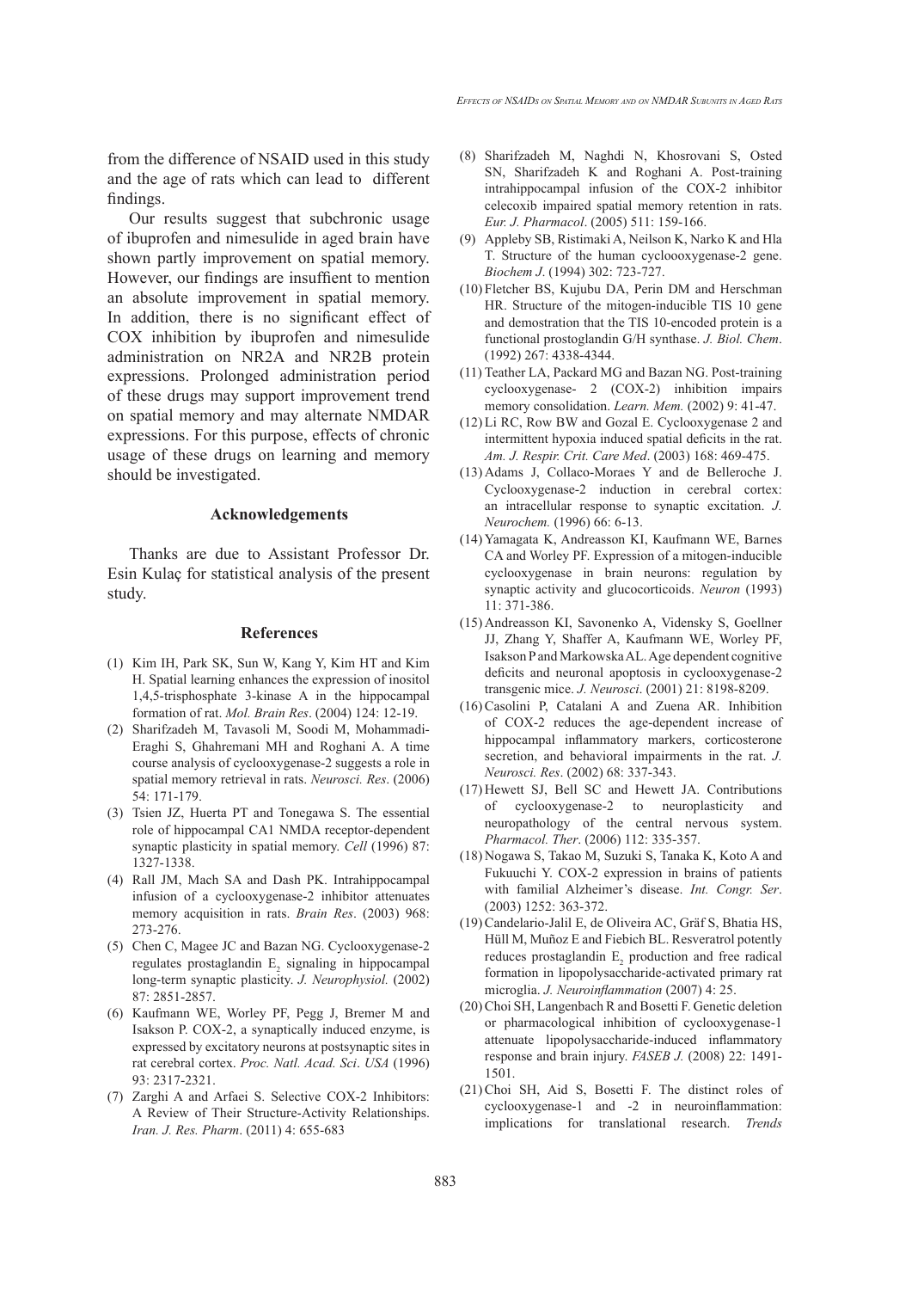from the difference of NSAID used in this study and the age of rats which can lead to different findings.

Our results suggest that subchronic usage of ibuprofen and nimesulide in aged brain have shown partly improvement on spatial memory. However, our findings are insuffient to mention an absolute improvement in spatial memory. In addition, there is no significant effect of COX inhibition by ibuprofen and nimesulide administration on NR2A and NR2B protein expressions. Prolonged administration period of these drugs may support improvement trend on spatial memory and may alternate NMDAR expressions. For this purpose, effects of chronic usage of these drugs on learning and memory should be investigated.

## Acknowledgements

Thanks are due to Assistant Professor Dr. Esin Kulaç for statistical analysis of the present study.

## References

(1) Kim IH, Park SK, Sun W, Kang Y, Kim HT and Kim H. Spatial learning enhances the expression of inositol 1,4,5-trisphosphate 3-kinase A in the hippocampal formation of rat. *Mol. Brain Res*. (2004) 124: 12-19.

(2) Sharifzadeh M, Tavasoli M, Soodi M, Mohammadi-Eraghi S, Ghahremani MH and Roghani A. A time course analysis of cyclooxygenase-2 suggests a role in spatial memory retrieval in rats. *Neurosci. Res*. (2006) 54: 171-179.

(3) Tsien JZ, Huerta PT and Tonegawa S. The essential role of hippocampal CA1 NMDA receptor-dependent synaptic plasticity in spatial memory. *Cell* (1996) 87: 1327-1338.

(4) Rall JM, Mach SA and Dash PK. Intrahippocampal infusion of a cyclooxygenase-2 inhibitor attenuates memory acquisition in rats. *Brain Res*. (2003) 968: 273-276.

(5) Chen C, Magee JC and Bazan NG. Cyclooxygenase-2 regulates prostaglandin $E_2$ signaling in hippocampal long-term synaptic plasticity. *J. Neurophysiol.* (2002) 87: 2851-2857.

(6) Kaufmann WE, Worley PF, Pegg J, Bremer M and Isakson P. COX-2, a synaptically induced enzyme, is expressed by excitatory neurons at postsynaptic sites in rat cerebral cortex. *Proc. Natl. Acad. Sci*. *USA* (1996) 93: 2317-2321.

(7) Zarghi A and Arfaei S. Selective COX-2 Inhibitors: A Review of Their Structure-Activity Relationships. *Iran. J. Res. Pharm*. (2011) 4: 655-683

(8) Sharifzadeh M, Naghdi N, Khosrovani S, Osted SN, Sharifzadeh K and Roghani A. Post-training intrahippocampal infusion of the COX-2 inhibitor celecoxib impaired spatial memory retention in rats. *Eur. J. Pharmacol*. (2005) 511: 159-166.

(9) Appleby SB, Ristimaki A, Neilson K, Narko K and Hla T. Structure of the human cyclooxygenase-2 gene. *Biochem J*. (1994) 302: 723-727.

(10) Fletcher BS, Kujubu DA, Perin DM and Herschman HR. Structure of the mitogen-inducible TIS 10 gene and demostration that the TIS 10-encoded protein is a functional prostoglandin G/H synthase. *J. Biol. Chem*. (1992) 267: 4338-4344.

(11) Teather LA, Packard MG and Bazan NG. Post-training cyclooxygenase- 2 (COX-2) inhibition impairs memory consolidation. *Learn. Mem.* (2002) 9: 41-47.

(12) Li RC, Row BW and Gozal E. Cyclooxygenase 2 and intermittent hypoxia induced spatial deficits in the rat. *Am. J. Respir. Crit. Care Med*. (2003) 168: 469-475.

(13) Adams J, Collaco-Moraes Y and de Belleroche J. Cyclooxygenase-2 induction in cerebral cortex: an intracellular response to synaptic excitation. *J. Neurochem.* (1996) 66: 6-13.

(14) Yamagata K, Andreasson KI, Kaufmann WE, Barnes CA and Worley PF. Expression of a mitogen-inducible cyclooxygenase in brain neurons: regulation by synaptic activity and glucocorticoids. *Neuron* (1993) 11: 371-386.

(15) Andreasson KI, Savonenko A, Vidensky S, Goellner JJ, Zhang Y, Shaffer A, Kaufmann WE, Worley PF, Isakson P and Markowska AL. Age dependent cognitive deficits and neuronal apoptosis in cyclooxygenase-2 transgenic mice. *J. Neurosci*. (2001) 21: 8198-8209.

(16) Casolini P, Catalani A and Zuena AR. Inhibition of COX-2 reduces the age-dependent increase of hippocampal inflammatory markers, corticosterone secretion, and behavioral impairments in the rat. *J. Neurosci. Res*. (2002) 68: 337-343.

(17) Hewett SJ, Bell SC and Hewett JA. Contributions of cyclooxygenase-2 to neuroplasticity and neuropathology of the central nervous system. *Pharmacol. Ther*. (2006) 112: 335-357.

(18) Nogawa S, Takao M, Suzuki S, Tanaka K, Koto A and Fukuuchi Y. COX-2 expression in brains of patients with familial Alzheimer's disease. *Int. Congr. Ser*. (2003) 1252: 363-372.

(19) Candelario-Jalil E, de Oliveira AC, Gräf S, Bhatia HS, Hüll M, Muñoz E and Fiebich BL. Resveratrol potently reduces prostaglandin $E_2$ production and free radical formation in lipopolysaccharide-activated primary rat microglia. *J. Neuroinflammation* (2007) 4: 25.

(20) Choi SH, Langenbach R and Bosetti F. Genetic deletion or pharmacological inhibition of cyclooxygenase-1 attenuate lipopolysaccharide-induced inflammatory response and brain injury. *FASEB J.* (2008) 22: 1491-1501.

(21) Choi SH, Aid S, Bosetti F. The distinct roles of cyclooxygenase-1 and -2 in neuroinflammation: implications for translational research. *Trends*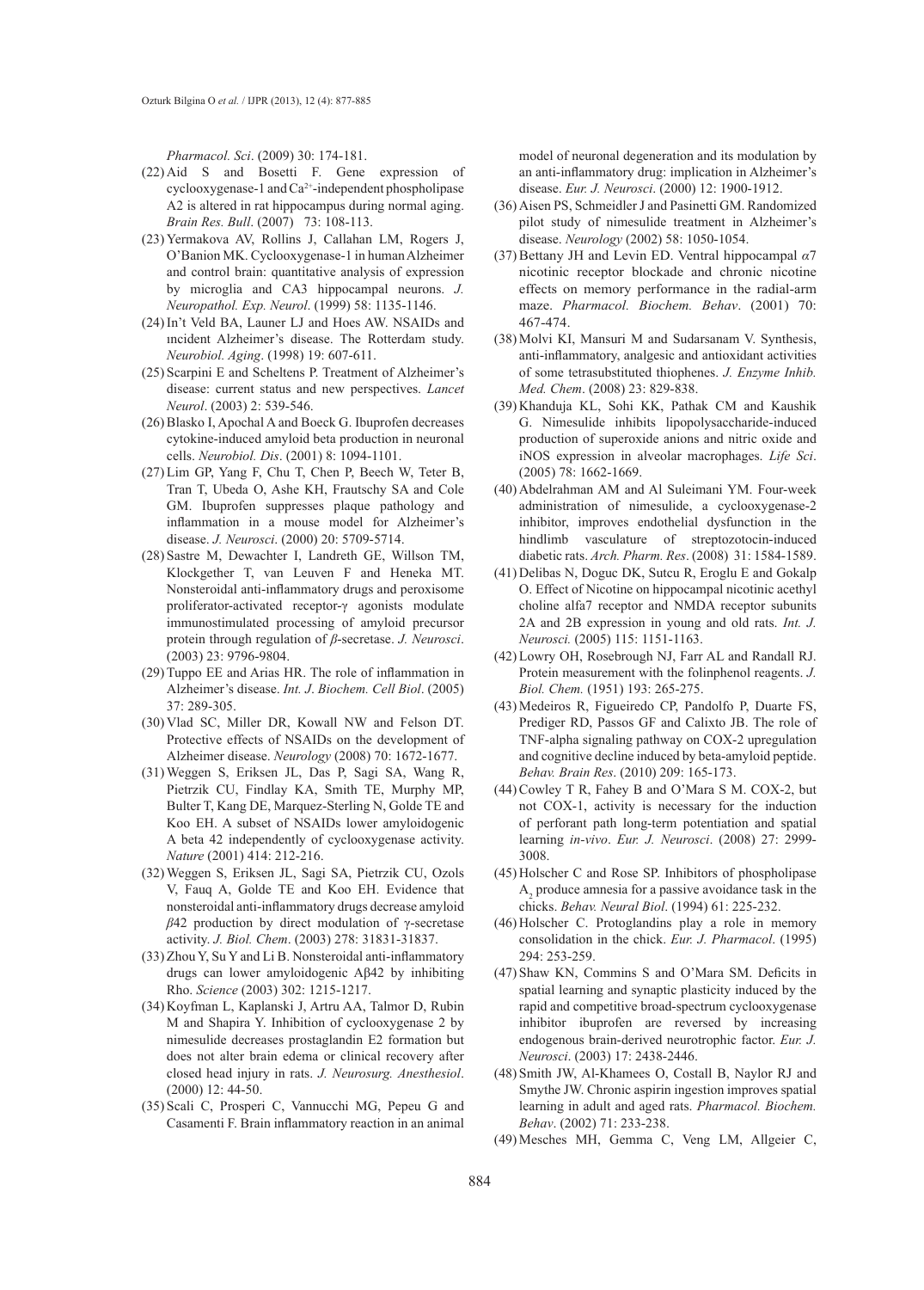*Pharmacol. Sci*. (2009) 30: 174-181.

(22) Aid S and Bosetti F. Gene expression of cyclooxygenase-1 and $Ca^{2+}$-independent phospholipase A2 is altered in rat hippocampus during normal aging. *Brain Res. Bull*. (2007) 73: 108-113.

(23) Yermakova AV, Rollins J, Callahan LM, Rogers J, O'Banion MK. Cyclooxygenase-1 in human Alzheimer and control brain: quantitative analysis of expression by microglia and CA3 hippocampal neurons. *J. Neuropathol. Exp. Neurol*. (1999) 58: 1135-1146.

(24) In't Veld BA, Launer LJ and Hoes AW. NSAIDs and ıncident Alzheimer's disease. The Rotterdam study. *Neurobiol. Aging*. (1998) 19: 607-611.

(25) Scarpini E and Scheltens P. Treatment of Alzheimer's disease: current status and new perspectives. *Lancet Neurol*. (2003) 2: 539-546.

(26) Blasko I, Apochal A and Boeck G. Ibuprofen decreases cytokine-induced amyloid beta production in neuronal cells. *Neurobiol. Dis*. (2001) 8: 1094-1101.

(27) Lim GP, Yang F, Chu T, Chen P, Beech W, Teter B, Tran T, Ubeda O, Ashe KH, Frautschy SA and Cole GM. Ibuprofen suppresses plaque pathology and inflammation in a mouse model for Alzheimer's disease. *J. Neurosci*. (2000) 20: 5709-5714.

(28) Sastre M, Dewachter I, Landreth GE, Willson TM, Klockgether T, van Leuven F and Heneka MT. Nonsteroidal anti-inflammatory drugs and peroxisome proliferator-activated receptor-γ agonists modulate immunostimulated processing of amyloid precursor protein through regulation of *β*-secretase. *J. Neurosci*. (2003) 23: 9796-9804.

(29) Tuppo EE and Arias HR. The role of inflammation in Alzheimer's disease. *Int. J. Biochem. Cell Biol*. (2005) 37: 289-305.

(30) Vlad SC, Miller DR, Kowall NW and Felson DT. Protective effects of NSAIDs on the development of Alzheimer disease. *Neurology* (2008) 70: 1672-1677.

(31) Weggen S, Eriksen JL, Das P, Sagi SA, Wang R, Pietrzik CU, Findlay KA, Smith TE, Murphy MP, Bulter T, Kang DE, Marquez-Sterling N, Golde TE and Koo EH. A subset of NSAIDs lower amyloidogenic A beta 42 independently of cyclooxygenase activity. *Nature* (2001) 414: 212-216.

(32) Weggen S, Eriksen JL, Sagi SA, Pietrzik CU, Ozols V, Fauq A, Golde TE and Koo EH. Evidence that nonsteroidal anti-inflammatory drugs decrease amyloid *β*42 production by direct modulation of γ-secretase activity. *J. Biol. Chem*. (2003) 278: 31831-31837.

(33) Zhou Y, Su Y and Li B. Nonsteroidal anti-inflammatory drugs can lower amyloidogenic Aβ42 by inhibiting Rho. *Science* (2003) 302: 1215-1217.

(34) Koyfman L, Kaplanski J, Artru AA, Talmor D, Rubin M and Shapira Y. Inhibition of cyclooxygenase 2 by nimesulide decreases prostaglandin E2 formation but does not alter brain edema or clinical recovery after closed head injury in rats. *J. Neurosurg. Anesthesiol*. (2000) 12: 44-50.

(35) Scali C, Prosperi C, Vannucchi MG, Pepeu G and Casamenti F. Brain inflammatory reaction in an animal model of neuronal degeneration and its modulation by an anti-inflammatory drug: implication in Alzheimer's disease. *Eur. J. Neurosci*. (2000) 12: 1900-1912.

(36) Aisen PS, Schmeidler J and Pasinetti GM. Randomized pilot study of nimesulide treatment in Alzheimer's disease. *Neurology* (2002) 58: 1050-1054.

(37) Bettany JH and Levin ED. Ventral hippocampal *α*7 nicotinic receptor blockade and chronic nicotine effects on memory performance in the radial-arm maze. *Pharmacol. Biochem. Behav*. (2001) 70: 467-474.

(38) Molvi KI, Mansuri M and Sudarsanam V. Synthesis, anti-inflammatory, analgesic and antioxidant activities of some tetrasubstituted thiophenes. *J. Enzyme Inhib. Med. Chem*. (2008) 23: 829-838.

(39) Khanduja KL, Sohi KK, Pathak CM and Kaushik G. Nimesulide inhibits lipopolysaccharide-induced production of superoxide anions and nitric oxide and iNOS expression in alveolar macrophages. *Life Sci*. (2005) 78: 1662-1669.

(40) Abdelrahman AM and Al Suleimani YM. Four-week administration of nimesulide, a cyclooxygenase-2 inhibitor, improves endothelial dysfunction in the hindlimb vasculature of streptozotocin-induced diabetic rats. *Arch. Pharm. Res*. (2008) 31: 1584-1589.

(41) Delibas N, Doguc DK, Sutcu R, Eroglu E and Gokalp O. Effect of Nicotine on hippocampal nicotinic acethyl choline alfa7 receptor and NMDA receptor subunits 2A and 2B expression in young and old rats. *Int. J. Neurosci.* (2005) 115: 1151-1163.

(42) Lowry OH, Rosebrough NJ, Farr AL and Randall RJ. Protein measurement with the folinphenol reagents. *J. Biol. Chem.* (1951) 193: 265-275.

(43) Medeiros R, Figueiredo CP, Pandolfo P, Duarte FS, Prediger RD, Passos GF and Calixto JB. The role of TNF-alpha signaling pathway on COX-2 upregulation and cognitive decline induced by beta-amyloid peptide. *Behav. Brain Res*. (2010) 209: 165-173.

(44) Cowley T R, Fahey B and O'Mara S M. COX-2, but not COX-1, activity is necessary for the induction of perforant path long-term potentiation and spatial learning *in-vivo*. *Eur. J. Neurosci*. (2008) 27: 2999-3008.

(45) Holscher C and Rose SP. Inhibitors of phospholipase $A_2$ produce amnesia for a passive avoidance task in the chicks. *Behav. Neural Biol*. (1994) 61: 225-232.

(46) Holscher C. Protoglandins play a role in memory consolidation in the chick. *Eur. J. Pharmacol*. (1995) 294: 253-259.

(47) Shaw KN, Commins S and O'Mara SM. Deficits in spatial learning and synaptic plasticity induced by the rapid and competitive broad-spectrum cyclooxygenase inhibitor ibuprofen are reversed by increasing endogenous brain-derived neurotrophic factor. *Eur. J. Neurosci*. (2003) 17: 2438-2446.

(48) Smith JW, Al-Khamees O, Costall B, Naylor RJ and Smythe JW. Chronic aspirin ingestion improves spatial learning in adult and aged rats. *Pharmacol. Biochem. Behav*. (2002) 71: 233-238.

(49) Mesches MH, Gemma C, Veng LM, Allgeier C,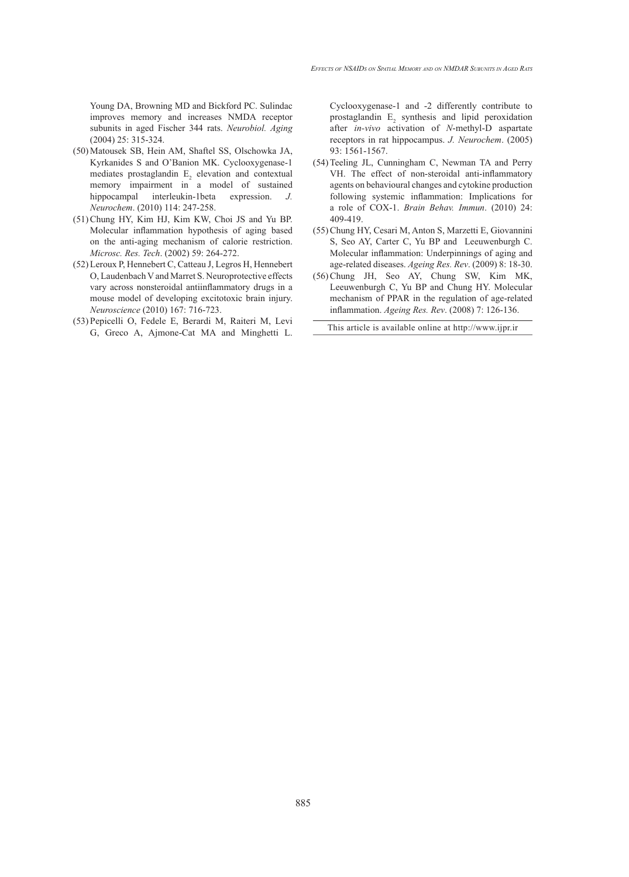Young DA, Browning MD and Bickford PC. Sulindac improves memory and increases NMDA receptor subunits in aged Fischer 344 rats. *Neurobiol. Aging* (2004) 25: 315-324.

(50) Matousek SB, Hein AM, Shaftel SS, Olschowka JA, Kyrkanides S and O'Banion MK. Cyclooxygenase-1 mediates prostaglandin $E_2$ elevation and contextual memory impairment in a model of sustained hippocampal interleukin-1beta expression. *J. Neurochem*. (2010) 114: 247-258.

(51) Chung HY, Kim HJ, Kim KW, Choi JS and Yu BP. Molecular inflammation hypothesis of aging based on the anti-aging mechanism of calorie restriction. *Microsc. Res. Tech*. (2002) 59: 264-272.

(52) Leroux P, Hennebert C, Catteau J, Legros H, Hennebert O, Laudenbach V and Marret S. Neuroprotective effects vary across nonsteroidal antiinflammatory drugs in a mouse model of developing excitotoxic brain injury. *Neuroscience* (2010) 167: 716-723.

(53) Pepicelli O, Fedele E, Berardi M, Raiteri M, Levi G, Greco A, Ajmone-Cat MA and Minghetti L. Cyclooxygenase-1 and -2 differently contribute to prostaglandin $E_2$ synthesis and lipid peroxidation after *in-vivo* activation of *N*-methyl-D aspartate receptors in rat hippocampus. *J. Neurochem*. (2005) 93: 1561-1567.

(54) Teeling JL, Cunningham C, Newman TA and Perry VH. The effect of non-steroidal anti-inflammatory agents on behavioural changes and cytokine production following systemic inflammation: Implications for a role of COX-1. *Brain Behav. Immun*. (2010) 24: 409-419.

(55) Chung HY, Cesari M, Anton S, Marzetti E, Giovannini S, Seo AY, Carter C, Yu BP and Leeuwenburgh C. Molecular inflammation: Underpinnings of aging and age-related diseases. *Ageing Res. Rev*. (2009) 8: 18-30.

(56) Chung JH, Seo AY, Chung SW, Kim MK, Leeuwenburgh C, Yu BP and Chung HY. Molecular mechanism of PPAR in the regulation of age-related inflammation. *Ageing Res. Rev*. (2008) 7: 126-136.

This article is available online at http://www.ijpr.ir